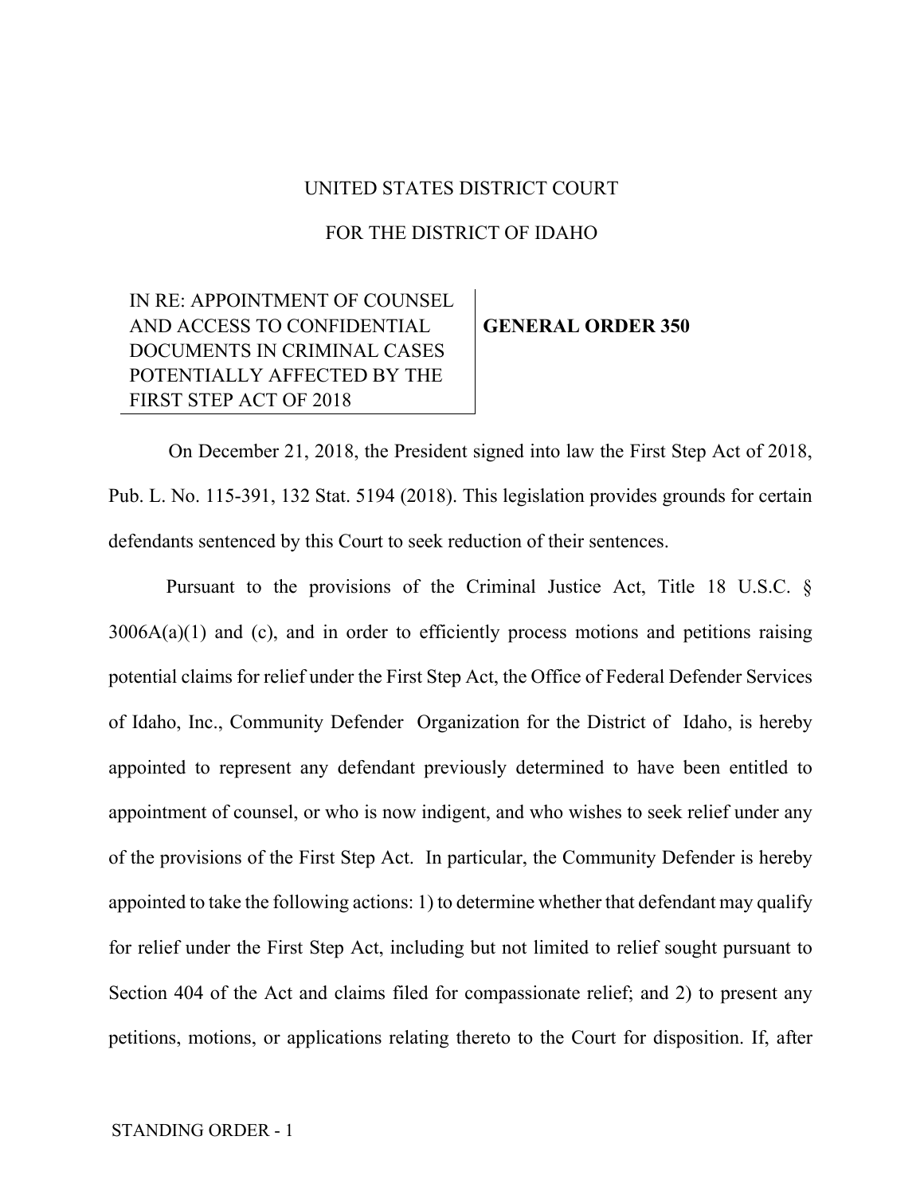UNITED STATES DISTRICT COURT

FOR THE DISTRICT OF IDAHO

| IN RE: APPOINTMENT OF COUNSEL AND ACCESS TO CONFIDENTIAL DOCUMENTS IN CRIMINAL CASES POTENTIALLY AFFECTED BY THE FIRST STEP ACT OF 2018 | **GENERAL ORDER 350** |
|---|---|

On December 21, 2018, the President signed into law the First Step Act of 2018, Pub. L. No. 115-391, 132 Stat. 5194 (2018). This legislation provides grounds for certain defendants sentenced by this Court to seek reduction of their sentences.

Pursuant to the provisions of the Criminal Justice Act, Title 18 U.S.C. § 3006A(a)(1) and (c), and in order to efficiently process motions and petitions raising potential claims for relief under the First Step Act, the Office of Federal Defender Services of Idaho, Inc., Community Defender Organization for the District of Idaho, is hereby appointed to represent any defendant previously determined to have been entitled to appointment of counsel, or who is now indigent, and who wishes to seek relief under any of the provisions of the First Step Act. In particular, the Community Defender is hereby appointed to take the following actions: 1) to determine whether that defendant may qualify for relief under the First Step Act, including but not limited to relief sought pursuant to Section 404 of the Act and claims filed for compassionate relief; and 2) to present any petitions, motions, or applications relating thereto to the Court for disposition. If, after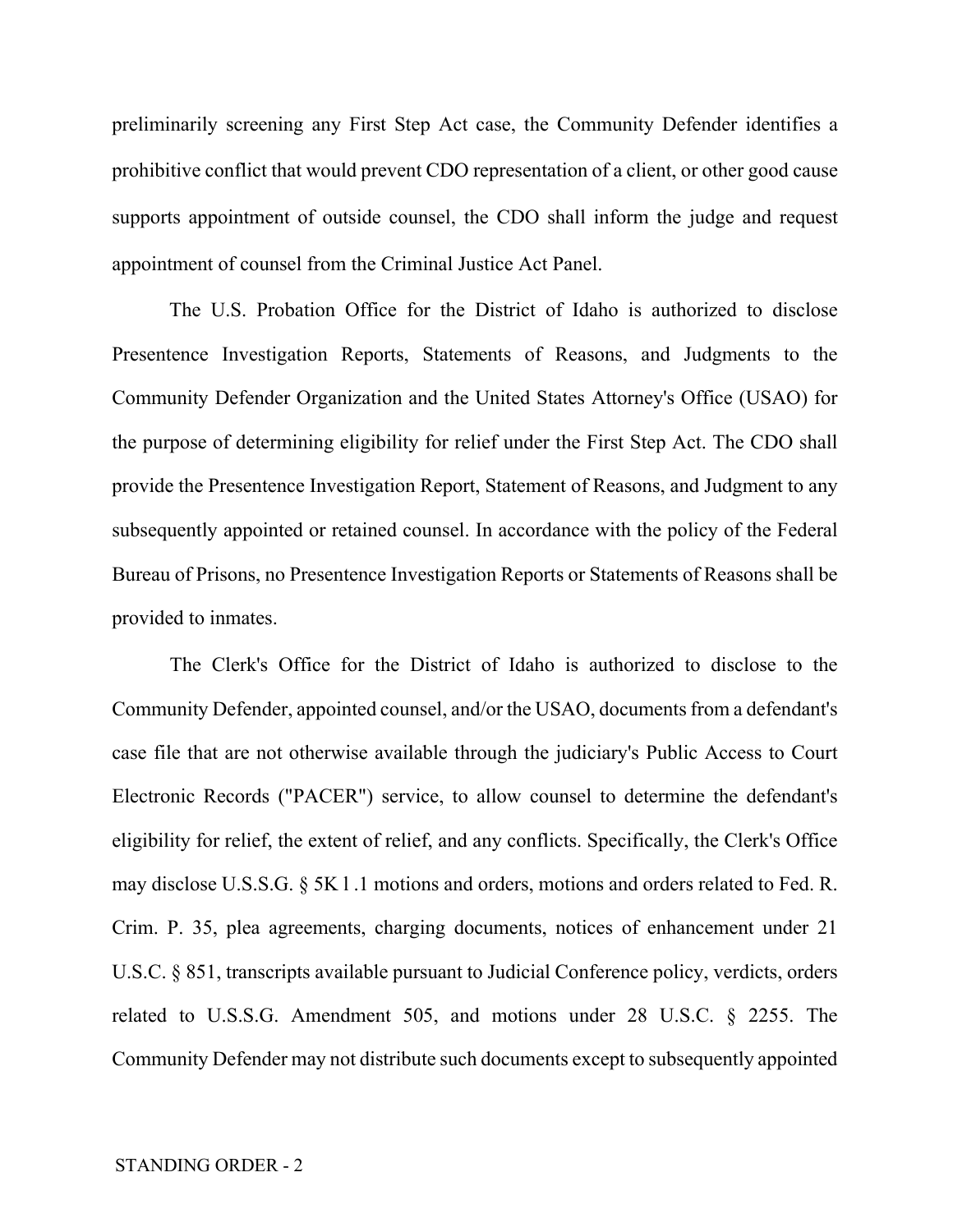preliminarily screening any First Step Act case, the Community Defender identifies a prohibitive conflict that would prevent CDO representation of a client, or other good cause supports appointment of outside counsel, the CDO shall inform the judge and request appointment of counsel from the Criminal Justice Act Panel.

The U.S. Probation Office for the District of Idaho is authorized to disclose Presentence Investigation Reports, Statements of Reasons, and Judgments to the Community Defender Organization and the United States Attorney's Office (USAO) for the purpose of determining eligibility for relief under the First Step Act. The CDO shall provide the Presentence Investigation Report, Statement of Reasons, and Judgment to any subsequently appointed or retained counsel. In accordance with the policy of the Federal Bureau of Prisons, no Presentence Investigation Reports or Statements of Reasons shall be provided to inmates.

The Clerk's Office for the District of Idaho is authorized to disclose to the Community Defender, appointed counsel, and/or the USAO, documents from a defendant's case file that are not otherwise available through the judiciary's Public Access to Court Electronic Records ("PACER") service, to allow counsel to determine the defendant's eligibility for relief, the extent of relief, and any conflicts. Specifically, the Clerk's Office may disclose U.S.S.G. § 5K1.1 motions and orders, motions and orders related to Fed. R. Crim. P. 35, plea agreements, charging documents, notices of enhancement under 21 U.S.C. § 851, transcripts available pursuant to Judicial Conference policy, verdicts, orders related to U.S.S.G. Amendment 505, and motions under 28 U.S.C. § 2255. The Community Defender may not distribute such documents except to subsequently appointed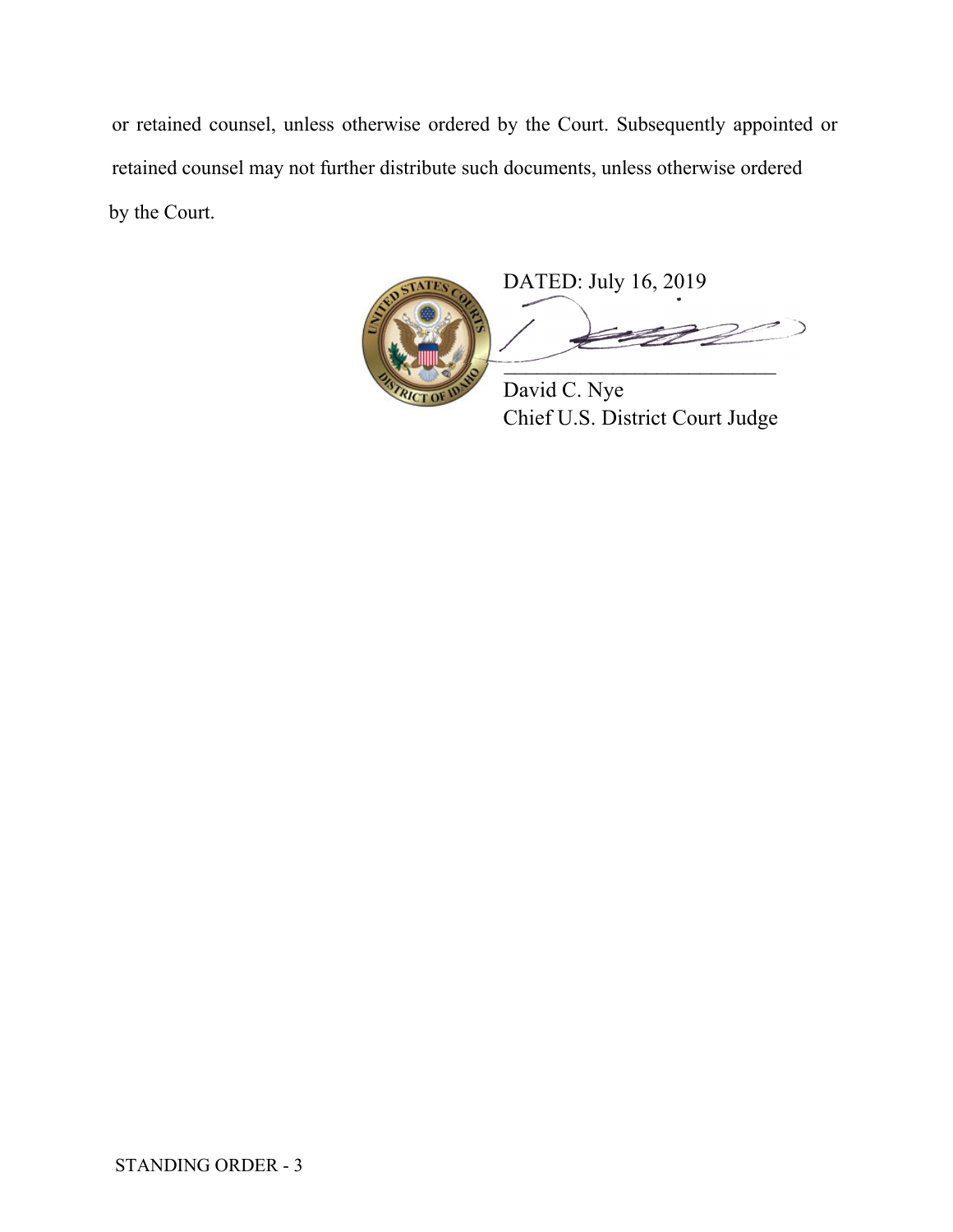or retained counsel, unless otherwise ordered by the Court. Subsequently appointed or retained counsel may not further distribute such documents, unless otherwise ordered by the Court.

DATED: July 16, 2019

\_\_\_\_\_\_\_\_\_\_\_\_\_\_\_\_\_\_\_\_\_\_\_\_\_\_

David C. Nye
Chief U.S. District Court Judge